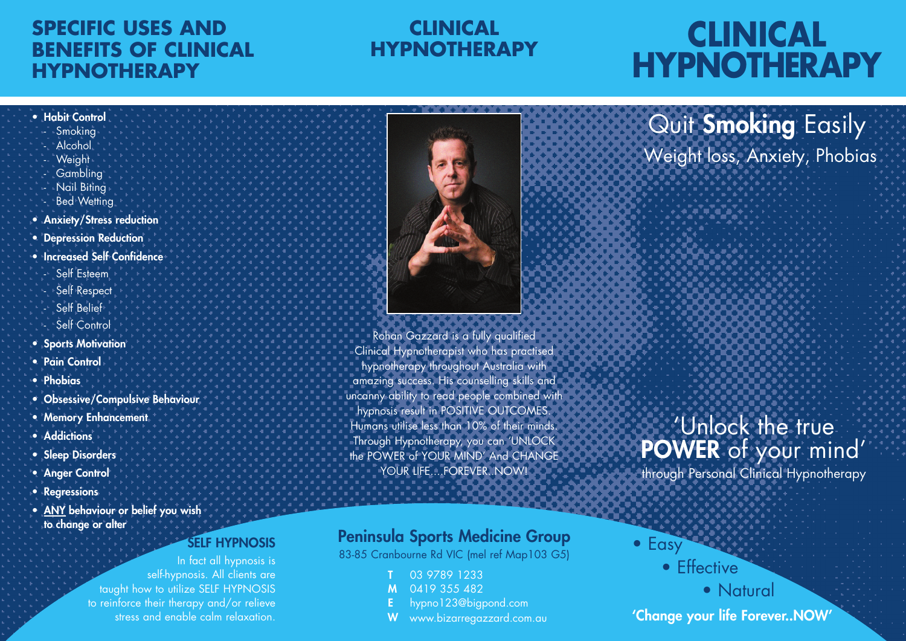## SPECIFIC USES AND BENEFITS OF CLINICAL HYPNOTHERAPY

- **Habit Control**
  - Smoking
  - Alcohol
  - Weight
  - Gambling
  - Nail Biting
  - Bed Wetting
- **Anxiety/Stress reduction**
- **Depression Reduction**
- **Increased Self Confidence**
  - Self Esteem
  - Self Respect
  - Self Belief
  - Self Control
- **Sports Motivation**
- **Pain Control**
- **Phobias**
- **Obsessive/Compulsive Behaviour**
- **Memory Enhancement**
- **Addictions**
- **Sleep Disorders**
- **Anger Control**
- **Regressions**
- **ANY behaviour or belief you wish to change or alter**

### SELF HYPNOSIS

In fact all hypnosis is self-hypnosis. All clients are taught how to utilize SELF HYPNOSIS to reinforce their therapy and/or relieve stress and enable calm relaxation.

## CLINICAL HYPNOTHERAPY

Rohan Gazzard is a fully qualified Clinical Hypnotherapist who has practised hypnotherapy throughout Australia with amazing success. His counselling skills and uncanny ability to read people combined with hypnosis result in POSITIVE OUTCOMES. Humans utilise less than 10% of their minds. Through Hypnotherapy, you can 'UNLOCK the POWER of YOUR MIND' And CHANGE YOUR LIFE....FOREVER..NOW!

### Peninsula Sports Medicine Group

83-85 Cranbourne Rd VIC (mel ref Map103 G5)

**T** 03 9789 1233
**M** 0419 355 482
**E** hypno123@bigpond.com
**W** www.bizarregazzard.com.au

# CLINICAL HYPNOTHERAPY

Quit **Smoking** Easily
Weight loss, Anxiety, Phobias

'Unlock the true **POWER** of your mind'
through Personal Clinical Hypnotherapy

- Easy
- Effective
- Natural

**'Change your life Forever..NOW'**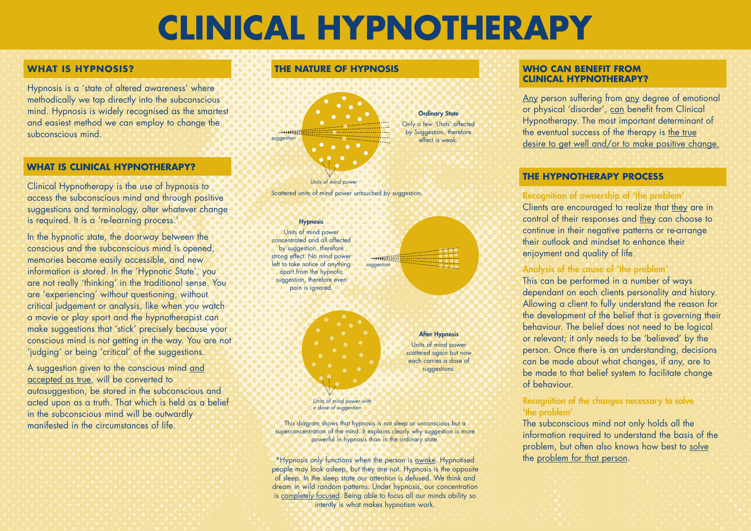# CLINICAL HYPNOTHERAPY

## WHAT IS HYPNOSIS?

Hypnosis is a 'state of altered awareness' where methodically we tap directly into the subconscious mind. Hypnosis is widely recognised as the smartest and easiest method we can employ to change the subconscious mind.

## WHAT IS CLINICAL HYPNOTHERAPY?

Clinical Hypnotherapy is the use of hypnosis to access the subconscious mind and through positive suggestions and terminology, alter whatever change is required. It is a 're-learning process.'

In the hypnotic state, the doorway between the conscious and the subconscious mind is opened, memories become easily accessible, and new information is stored. In the 'Hypnotic State', you are not really 'thinking' in the traditional sense. You are 'experiencing' without questioning, without critical judgement or analysis, like when you watch a movie or play sport and the hypnotherapist can make suggestions that 'stick' precisely because your conscious mind is not getting in the way. You are not 'judging' or being 'critical' of the suggestions.

A suggestion given to the conscious mind <u>and accepted as true</u>, will be converted to autosuggestion, be stored in the subconscious and acted upon as a truth. That which is held as a belief in the subconscious mind will be outwardly manifested in the circumstances of life.

## THE NATURE OF HYPNOSIS

**Ordinary State**
Only a few 'Units' affected by Suggestion, therefore effect is weak.

*suggestion*

*Units of mind power*

Scattered units of mind power untouched by suggestion.

**Hypnosis**
Units of mind power concentrated and all affected by suggestion, therefore strong effect. No mind power left to take notice of anything apart from the hypnotic suggestion, therefore even pain is ignored.

*suggestion*

**After Hypnosis**
Units of mind power scattered again but now each carries a dose of suggestions.

*Units of mind power with a dose of suggestion*

This diagram shows that hypnosis is not sleep or unconscious but a superconcentration of the mind. It explains clearly why suggestion is more powerful in hypnosis than in the ordinary state.

*Hypnosis only functions when the person is <u>awake</u>. Hypnotised people may look asleep, but they are not. Hypnosis is the opposite of sleep. In the sleep state our attention is defused. We think and dream in wild random patterns. Under hypnosis, our concentration is <u>completely focused</u>. Being able to focus all our minds ability so intently is what makes hypnotism work.

## WHO CAN BENEFIT FROM CLINICAL HYPNOTHERAPY?

<u>Any</u> person suffering from <u>any</u> degree of emotional or physical 'disorder', <u>can</u> benefit from Clinical Hypnotherapy. The most important determinant of the eventual success of the therapy is <u>the true desire to get well and/or to make positive change.</u>

## THE HYPNOTHERAPY PROCESS

### Recognition of ownership of 'the problem'

Clients are encouraged to realize that <u>they</u> are in control of their responses and <u>they</u> can choose to continue in their negative patterns or re-arrange their outlook and mindset to enhance their enjoyment and quality of life.

### Analysis of the cause of 'the problem'

This can be performed in a number of ways dependant on each clients personality and history. Allowing a client to fully understand the reason for the development of the belief that is governing their behaviour. The belief does not need to be logical or relevant; it only needs to be 'believed' by the person. Once there is an understanding, decisions can be made about what changes, if any, are to be made to that belief system to facilitate change of behaviour.

### Recognition of the changes necessary to solve 'the problem'

The subconscious mind not only holds all the information required to understand the basis of the problem, but often also knows how best to <u>solve</u> the <u>problem for that person</u>.